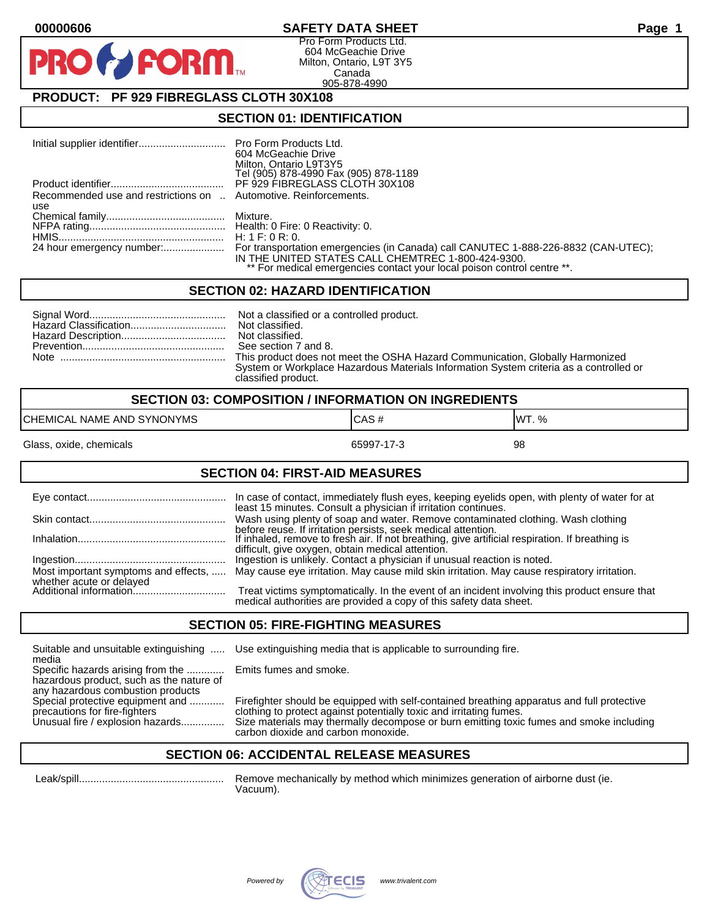00000606

# SAFETY DATA SHEET

Pro Form Products Ltd.
604 McGeachie Drive
Milton, Ontario, L9T 3Y5
Canada
905-878-4990

## PRODUCT: PF 929 FIBREGLASS CLOTH 30X108

## SECTION 01: IDENTIFICATION

| | |
|---|---|
| Initial supplier identifier | Pro Form Products Ltd.<br>604 McGeachie Drive<br>Milton, Ontario L9T3Y5<br>Tel (905) 878-4990 Fax (905) 878-1189 |
| Product identifier | PF 929 FIBREGLASS CLOTH 30X108 |
| Recommended use and restrictions on use | Automotive. Reinforcements. |
| Chemical family | Mixture. |
| NFPA rating | Health: 0 Fire: 0 Reactivity: 0. |
| HMIS | H: 1 F: 0 R: 0. |
| 24 hour emergency number: | For transportation emergencies (in Canada) call CANUTEC 1-888-226-8832 (CAN-UTEC); IN THE UNITED STATES CALL CHEMTREC 1-800-424-9300.<br>** For medical emergencies contact your local poison control centre **. |

## SECTION 02: HAZARD IDENTIFICATION

| | |
|---|---|
| Signal Word | Not a classified or a controlled product. |
| Hazard Classification | Not classified. |
| Hazard Description | Not classified. |
| Prevention | See section 7 and 8. |
| Note | This product does not meet the OSHA Hazard Communication, Globally Harmonized System or Workplace Hazardous Materials Information System criteria as a controlled or classified product. |

## SECTION 03: COMPOSITION / INFORMATION ON INGREDIENTS

| CHEMICAL NAME AND SYNONYMS | CAS # | WT. % |
|---|---|---|
| Glass, oxide, chemicals | 65997-17-3 | 98 |

## SECTION 04: FIRST-AID MEASURES

| | |
|---|---|
| Eye contact | In case of contact, immediately flush eyes, keeping eyelids open, with plenty of water for at least 15 minutes. Consult a physician if irritation continues. |
| Skin contact | Wash using plenty of soap and water. Remove contaminated clothing. Wash clothing before reuse. If irritation persists, seek medical attention. |
| Inhalation | If inhaled, remove to fresh air. If not breathing, give artificial respiration. If breathing is difficult, give oxygen, obtain medical attention. |
| Ingestion | Ingestion is unlikely. Contact a physician if unusual reaction is noted. |
| Most important symptoms and effects, whether acute or delayed | May cause eye irritation. May cause mild skin irritation. May cause respiratory irritation. |
| Additional information | Treat victims symptomatically. In the event of an incident involving this product ensure that medical authorities are provided a copy of this safety data sheet. |

## SECTION 05: FIRE-FIGHTING MEASURES

| | |
|---|---|
| Suitable and unsuitable extinguishing media | Use extinguishing media that is applicable to surrounding fire. |
| Specific hazards arising from the hazardous product, such as the nature of any hazardous combustion products | Emits fumes and smoke. |
| Special protective equipment and precautions for fire-fighters | Firefighter should be equipped with self-contained breathing apparatus and full protective clothing to protect against potentially toxic and irritating fumes. |
| Unusual fire / explosion hazards | Size materials may thermally decompose or burn emitting toxic fumes and smoke including carbon dioxide and carbon monoxide. |

## SECTION 06: ACCIDENTAL RELEASE MEASURES

| | |
|---|---|
| Leak/spill | Remove mechanically by method which minimizes generation of airborne dust (ie. Vacuum). |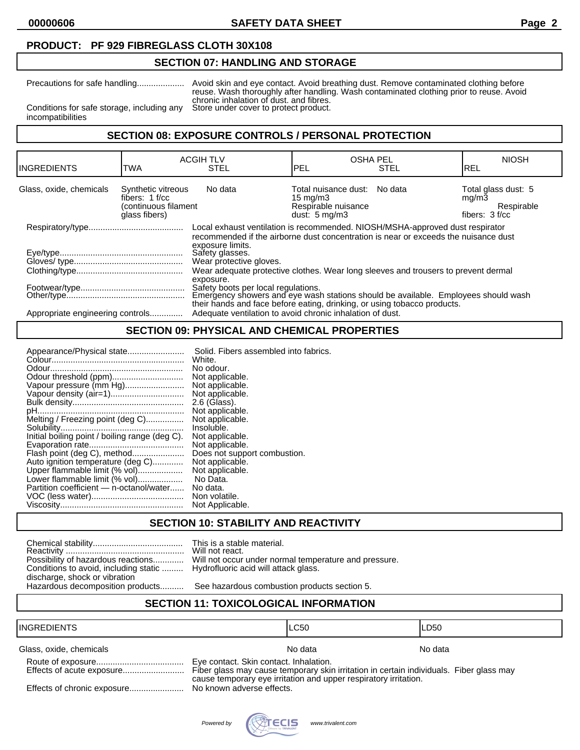**PRODUCT: PF 929 FIBREGLASS CLOTH 30X108**

## SECTION 07: HANDLING AND STORAGE

| | |
|---|---|
| Precautions for safe handling | Avoid skin and eye contact. Avoid breathing dust. Remove contaminated clothing before reuse. Wash thoroughly after handling. Wash contaminated clothing prior to reuse. Avoid chronic inhalation of dust. and fibres. |
| Conditions for safe storage, including any incompatibilities | Store under cover to protect product. |

## SECTION 08: EXPOSURE CONTROLS / PERSONAL PROTECTION

| INGREDIENTS | ACGIH TLV TWA | ACGIH TLV STEL | OSHA PEL PEL | OSHA PEL STEL | NIOSH REL |
|---|---|---|---|---|---|
| Glass, oxide, chemicals | Synthetic vitreous fibers: 1 f/cc (continuous filament glass fibers) | No data | Total nuisance dust: 15 mg/m3 Respirable nuisance dust: 5 mg/m3 | No data | Total glass dust: 5 mg/m3 Respirable fibers: 3 f/cc |

| | |
|---|---|
| Respiratory/type | Local exhaust ventilation is recommended. NIOSH/MSHA-approved dust respirator recommended if the airborne dust concentration is near or exceeds the nuisance dust exposure limits. |
| Eye/type | Safety glasses. |
| Gloves/ type | Wear protective gloves. |
| Clothing/type | Wear adequate protective clothes. Wear long sleeves and trousers to prevent dermal exposure. |
| Footwear/type | Safety boots per local regulations. |
| Other/type | Emergency showers and eye wash stations should be available. Employees should wash their hands and face before eating, drinking, or using tobacco products. |
| Appropriate engineering controls | Adequate ventilation to avoid chronic inhalation of dust. |

## SECTION 09: PHYSICAL AND CHEMICAL PROPERTIES

| | |
|---|---|
| Appearance/Physical state | Solid. Fibers assembled into fabrics. |
| Colour | White. |
| Odour | No odour. |
| Odour threshold (ppm) | Not applicable. |
| Vapour pressure (mm Hg) | Not applicable. |
| Vapour density (air=1) | Not applicable. |
| Bulk density | 2.6 (Glass). |
| pH | Not applicable. |
| Melting / Freezing point (deg C) | Not applicable. |
| Solubility | Insoluble. |
| Initial boiling point / boiling range (deg C). | Not applicable. |
| Evaporation rate | Not applicable. |
| Flash point (deg C), method | Does not support combustion. |
| Auto ignition temperature (deg C) | Not applicable. |
| Upper flammable limit (% vol) | Not applicable. |
| Lower flammable limit (% vol) | No Data. |
| Partition coefficient — n-octanol/water | No data. |
| VOC (less water) | Non volatile. |
| Viscosity | Not Applicable. |

## SECTION 10: STABILITY AND REACTIVITY

| | |
|---|---|
| Chemical stability | This is a stable material. |
| Reactivity | Will not react. |
| Possibility of hazardous reactions | Will not occur under normal temperature and pressure. |
| Conditions to avoid, including static discharge, shock or vibration | Hydrofluoric acid will attack glass. |
| Hazardous decomposition products | See hazardous combustion products section 5. |

## SECTION 11: TOXICOLOGICAL INFORMATION

| INGREDIENTS | LC50 | LD50 |
|---|---|---|
| Glass, oxide, chemicals | No data | No data |

| | |
|---|---|
| Route of exposure | Eye contact. Skin contact. Inhalation. |
| Effects of acute exposure | Fiber glass may cause temporary skin irritation in certain individuals. Fiber glass may cause temporary eye irritation and upper respiratory irritation. |
| Effects of chronic exposure | No known adverse effects. |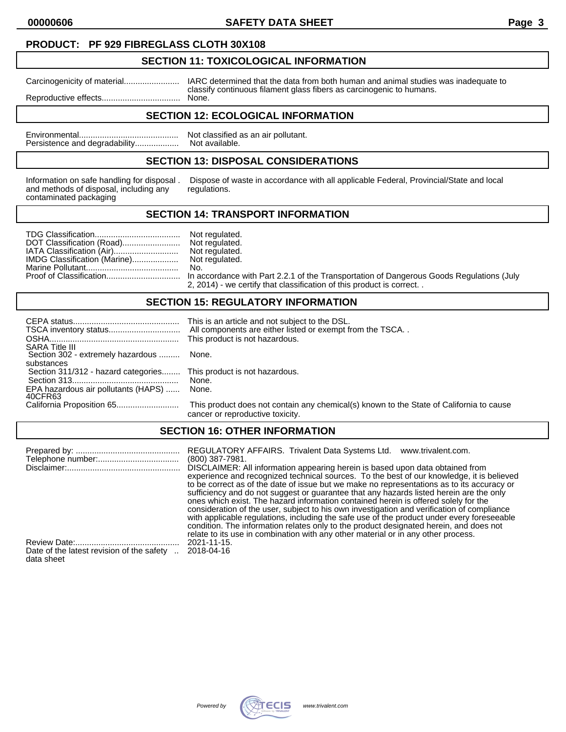**PRODUCT: PF 929 FIBREGLASS CLOTH 30X108**

## SECTION 11: TOXICOLOGICAL INFORMATION

| | |
|---|---|
| Carcinogenicity of material | IARC determined that the data from both human and animal studies was inadequate to classify continuous filament glass fibers as carcinogenic to humans. |
| Reproductive effects | None. |

## SECTION 12: ECOLOGICAL INFORMATION

| | |
|---|---|
| Environmental | Not classified as an air pollutant. |
| Persistence and degradability | Not available. |

## SECTION 13: DISPOSAL CONSIDERATIONS

| | |
|---|---|
| Information on safe handling for disposal and methods of disposal, including any contaminated packaging | Dispose of waste in accordance with all applicable Federal, Provincial/State and local regulations. |

## SECTION 14: TRANSPORT INFORMATION

| | |
|---|---|
| TDG Classification | Not regulated. |
| DOT Classification (Road) | Not regulated. |
| IATA Classification (Air) | Not regulated. |
| IMDG Classification (Marine) | Not regulated. |
| Marine Pollutant | No. |
| Proof of Classification | In accordance with Part 2.2.1 of the Transportation of Dangerous Goods Regulations (July 2, 2014) - we certify that classification of this product is correct. . |

## SECTION 15: REGULATORY INFORMATION

| | |
|---|---|
| CEPA status | This is an article and not subject to the DSL. |
| TSCA inventory status | All components are either listed or exempt from the TSCA. . |
| OSHA | This product is not hazardous. |
| SARA Title III | |
| Section 302 - extremely hazardous substances | None. |
| Section 311/312 - hazard categories | This product is not hazardous. |
| Section 313 | None. |
| EPA hazardous air pollutants (HAPS) 40CFR63 | None. |
| California Proposition 65 | This product does not contain any chemical(s) known to the State of California to cause cancer or reproductive toxicity. |

## SECTION 16: OTHER INFORMATION

| | |
|---|---|
| Prepared by: | REGULATORY AFFAIRS. Trivalent Data Systems Ltd. www.trivalent.com. |
| Telephone number: | (800) 387-7981. |
| Disclaimer: | DISCLAIMER: All information appearing herein is based upon data obtained from experience and recognized technical sources. To the best of our knowledge, it is believed to be correct as of the date of issue but we make no representations as to its accuracy or sufficiency and do not suggest or guarantee that any hazards listed herein are the only ones which exist. The hazard information contained herein is offered solely for the consideration of the user, subject to his own investigation and verification of compliance with applicable regulations, including the safe use of the product under every foreseeable condition. The information relates only to the product designated herein, and does not relate to its use in combination with any other material or in any other process. |
| Review Date: | 2021-11-15. |
| Date of the latest revision of the safety data sheet | 2018-04-16 |